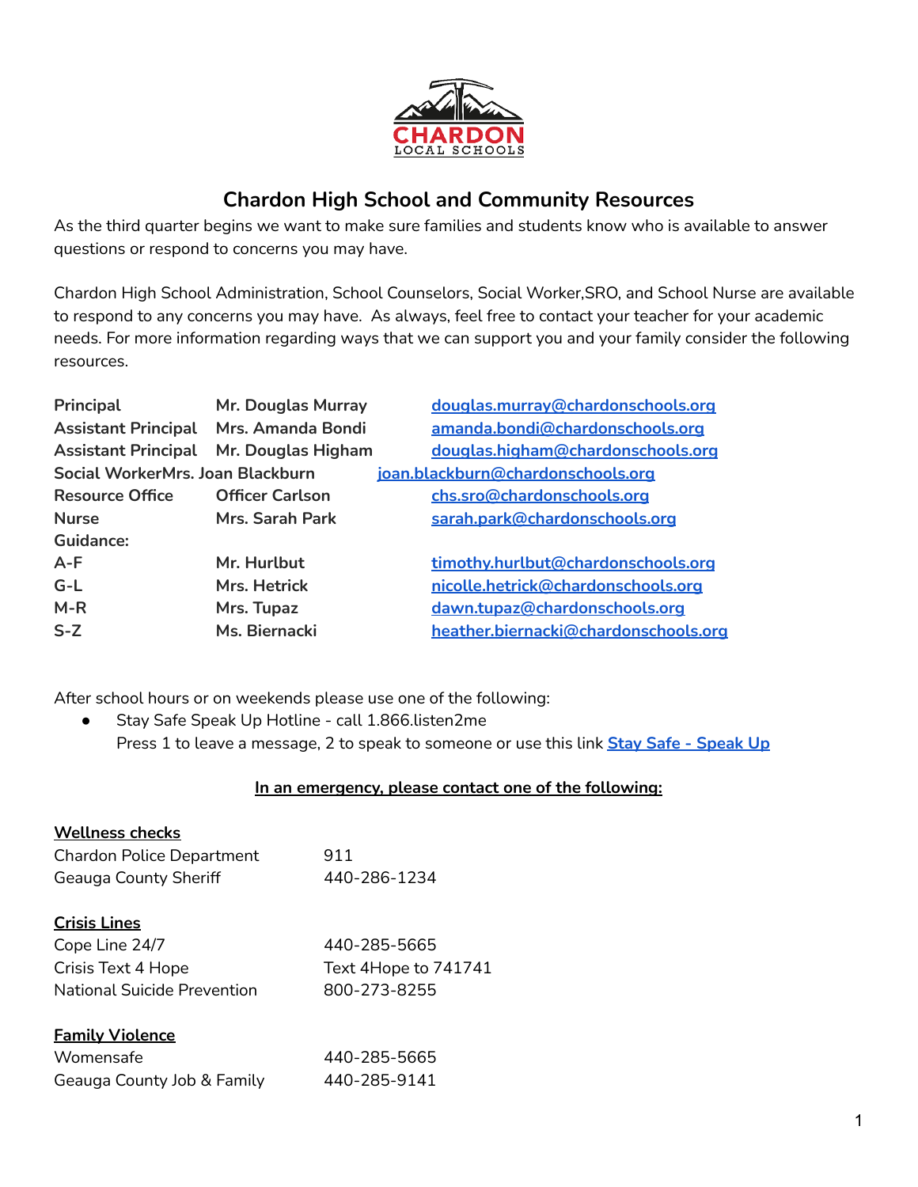# Chardon High School and Community Resources

As the third quarter begins we want to make sure families and students know who is available to answer questions or respond to concerns you may have.

Chardon High School Administration, School Counselors, Social Worker,SRO, and School Nurse are available to respond to any concerns you may have. As always, feel free to contact your teacher for your academic needs. For more information regarding ways that we can support you and your family consider the following resources.

| | | |
|---|---|---|
| **Principal** | **Mr. Douglas Murray** | [douglas.murray@chardonschools.org](mailto:douglas.murray@chardonschools.org) |
| **Assistant Principal** | **Mrs. Amanda Bondi** | [amanda.bondi@chardonschools.org](mailto:amanda.bondi@chardonschools.org) |
| **Assistant Principal** | **Mr. Douglas Higham** | [douglas.higham@chardonschools.org](mailto:douglas.higham@chardonschools.org) |
| **Social Worker** | **Mrs. Joan Blackburn** | [joan.blackburn@chardonschools.org](mailto:joan.blackburn@chardonschools.org) |
| **Resource Office** | **Officer Carlson** | [chs.sro@chardonschools.org](mailto:chs.sro@chardonschools.org) |
| **Nurse** | **Mrs. Sarah Park** | [sarah.park@chardonschools.org](mailto:sarah.park@chardonschools.org) |
| **Guidance:** | | |
| **A-F** | **Mr. Hurlbut** | [timothy.hurlbut@chardonschools.org](mailto:timothy.hurlbut@chardonschools.org) |
| **G-L** | **Mrs. Hetrick** | [nicolle.hetrick@chardonschools.org](mailto:nicolle.hetrick@chardonschools.org) |
| **M-R** | **Mrs. Tupaz** | [dawn.tupaz@chardonschools.org](mailto:dawn.tupaz@chardonschools.org) |
| **S-Z** | **Ms. Biernacki** | [heather.biernacki@chardonschools.org](mailto:heather.biernacki@chardonschools.org) |

After school hours or on weekends please use one of the following:

- Stay Safe Speak Up Hotline - call 1.866.listen2me
  Press 1 to leave a message, 2 to speak to someone or use this link **Stay Safe - Speak Up**

**In an emergency, please contact one of the following:**

**Wellness checks**

| | |
|---|---|
| Chardon Police Department | 911 |
| Geauga County Sheriff | 440-286-1234 |

**Crisis Lines**

| | |
|---|---|
| Cope Line 24/7 | 440-285-5665 |
| Crisis Text 4 Hope | Text 4Hope to 741741 |
| National Suicide Prevention | 800-273-8255 |

**Family Violence**

| | |
|---|---|
| Womensafe | 440-285-5665 |
| Geauga County Job & Family | 440-285-9141 |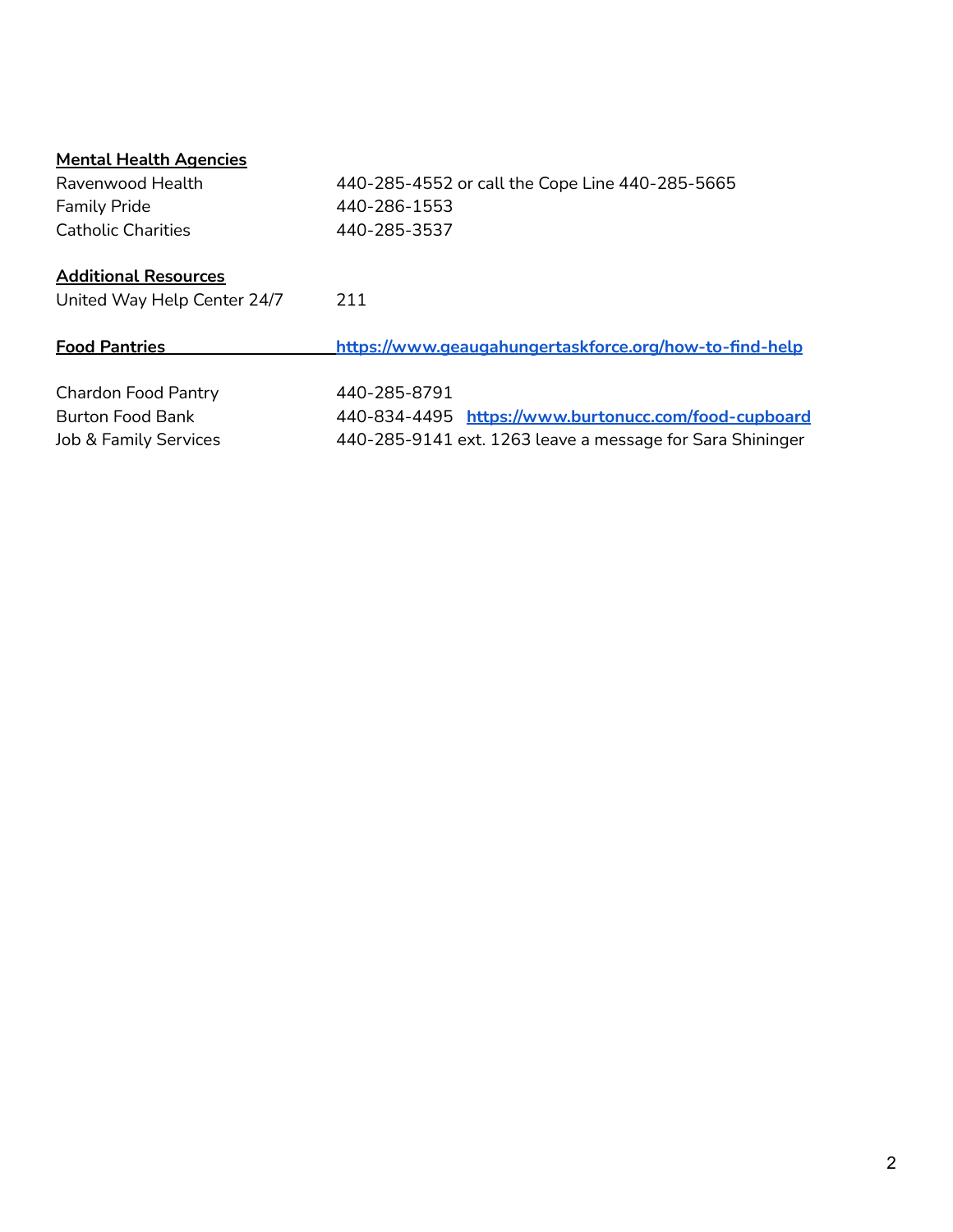**Mental Health Agencies**

| | |
|---|---|
| Ravenwood Health | 440-285-4552 or call the Cope Line 440-285-5665 |
| Family Pride | 440-286-1553 |
| Catholic Charities | 440-285-3537 |

**Additional Resources**

| | |
|---|---|
| United Way Help Center 24/7 | 211 |

**Food Pantries** **https://www.geaugahungertaskforce.org/how-to-find-help**

| | |
|---|---|
| Chardon Food Pantry | 440-285-8791 |
| Burton Food Bank | 440-834-4495 **https://www.burtonucc.com/food-cupboard** |
| Job & Family Services | 440-285-9141 ext. 1263 leave a message for Sara Shininger |